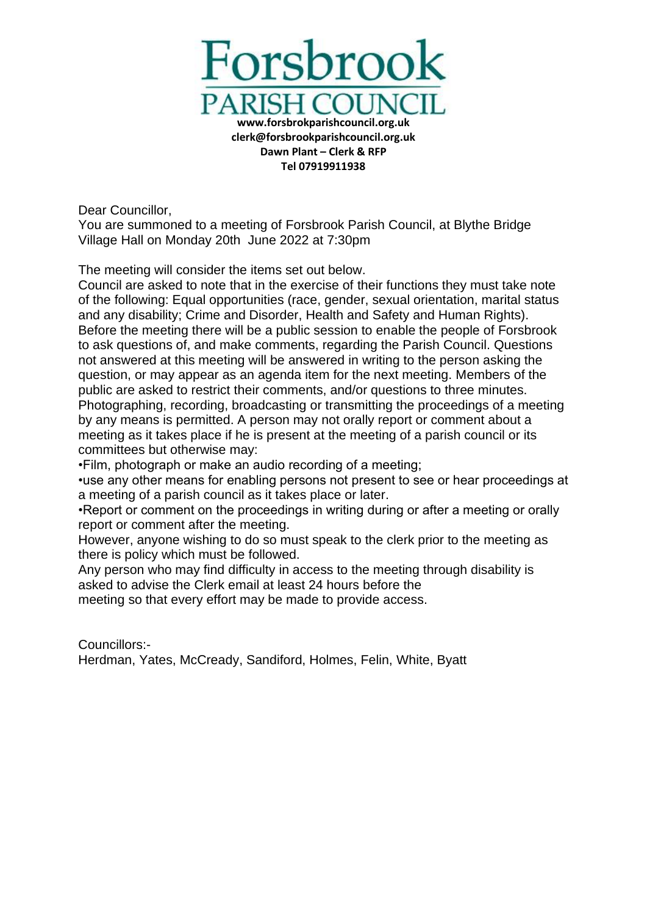# Forsbrook PARISH COUNCIL

**www.forsbrokparishcouncil.org.uk**
**clerk@forsbrookparishcouncil.org.uk**
**Dawn Plant – Clerk & RFP**
**Tel 07919911938**

Dear Councillor,
You are summoned to a meeting of Forsbrook Parish Council, at Blythe Bridge Village Hall on Monday 20th June 2022 at 7:30pm

The meeting will consider the items set out below.
Council are asked to note that in the exercise of their functions they must take note of the following: Equal opportunities (race, gender, sexual orientation, marital status and any disability; Crime and Disorder, Health and Safety and Human Rights).
Before the meeting there will be a public session to enable the people of Forsbrook to ask questions of, and make comments, regarding the Parish Council. Questions not answered at this meeting will be answered in writing to the person asking the question, or may appear as an agenda item for the next meeting. Members of the public are asked to restrict their comments, and/or questions to three minutes.
Photographing, recording, broadcasting or transmitting the proceedings of a meeting by any means is permitted. A person may not orally report or comment about a meeting as it takes place if he is present at the meeting of a parish council or its committees but otherwise may:

- Film, photograph or make an audio recording of a meeting;
- use any other means for enabling persons not present to see or hear proceedings at a meeting of a parish council as it takes place or later.
- Report or comment on the proceedings in writing during or after a meeting or orally report or comment after the meeting.

However, anyone wishing to do so must speak to the clerk prior to the meeting as there is policy which must be followed.
Any person who may find difficulty in access to the meeting through disability is asked to advise the Clerk email at least 24 hours before the meeting so that every effort may be made to provide access.

Councillors:-
Herdman, Yates, McCready, Sandiford, Holmes, Felin, White, Byatt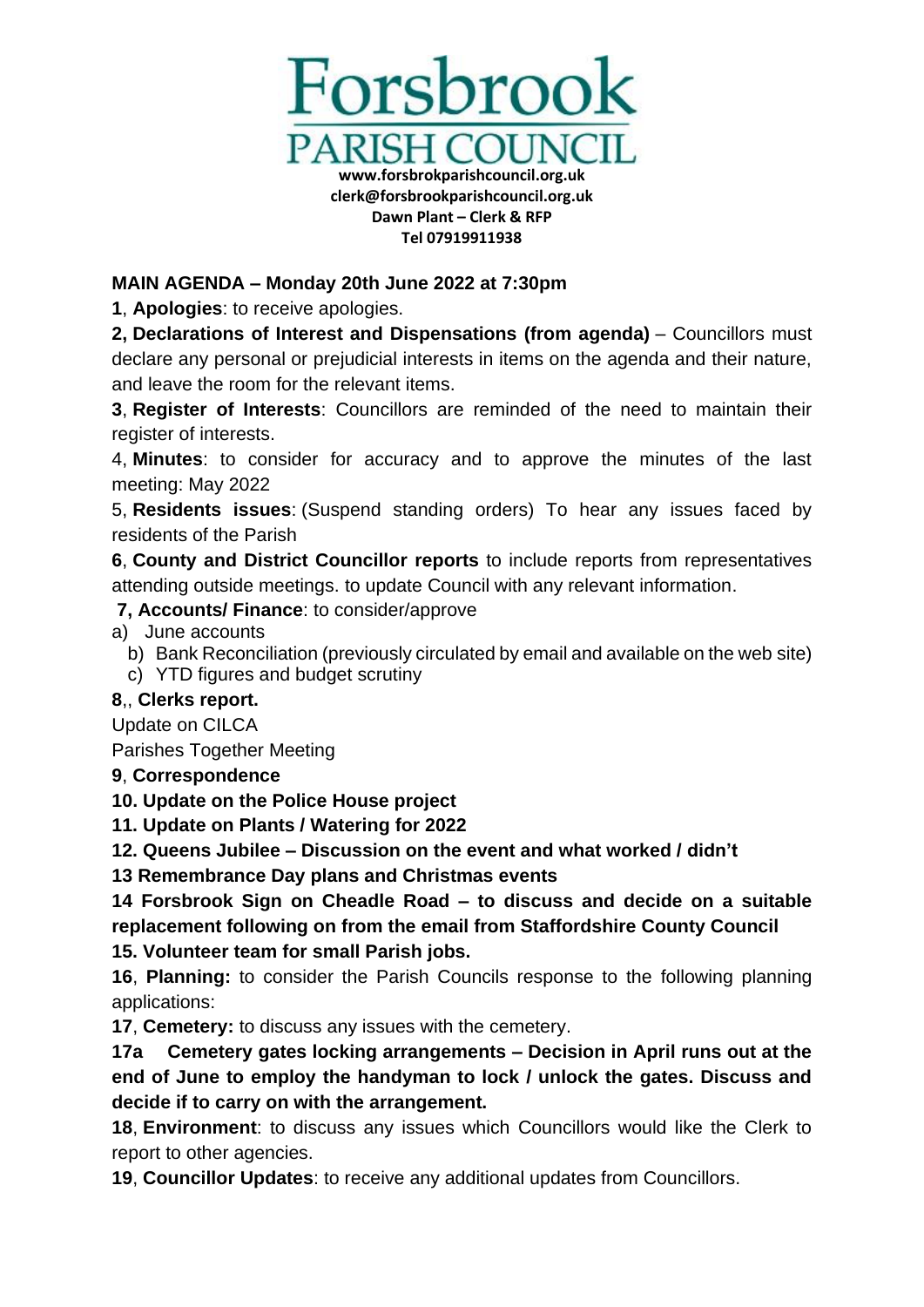# Forsbrook PARISH COUNCIL

**www.forsbrokparishcouncil.org.uk**
**clerk@forsbrookparishcouncil.org.uk**
**Dawn Plant – Clerk & RFP**
**Tel 07919911938**

**MAIN AGENDA – Monday 20th June 2022 at 7:30pm**

**1**, **Apologies**: to receive apologies.

**2, Declarations of Interest and Dispensations (from agenda)** – Councillors must declare any personal or prejudicial interests in items on the agenda and their nature, and leave the room for the relevant items.

**3**, **Register of Interests**: Councillors are reminded of the need to maintain their register of interests.

4, **Minutes**: to consider for accuracy and to approve the minutes of the last meeting: May 2022

5, **Residents issues**: (Suspend standing orders) To hear any issues faced by residents of the Parish

**6**, **County and District Councillor reports** to include reports from representatives attending outside meetings. to update Council with any relevant information.

**7, Accounts/ Finance**: to consider/approve

a) June accounts
b) Bank Reconciliation (previously circulated by email and available on the web site)
c) YTD figures and budget scrutiny

**8**,, **Clerks report.**

Update on CILCA

Parishes Together Meeting

**9**, **Correspondence**

**10. Update on the Police House project**

**11. Update on Plants / Watering for 2022**

**12. Queens Jubilee – Discussion on the event and what worked / didn't**

**13 Remembrance Day plans and Christmas events**

**14 Forsbrook Sign on Cheadle Road – to discuss and decide on a suitable replacement following on from the email from Staffordshire County Council**

**15. Volunteer team for small Parish jobs.**

**16**, **Planning:** to consider the Parish Councils response to the following planning applications:

**17**, **Cemetery:** to discuss any issues with the cemetery.

**17a Cemetery gates locking arrangements – Decision in April runs out at the end of June to employ the handyman to lock / unlock the gates. Discuss and decide if to carry on with the arrangement.**

**18**, **Environment**: to discuss any issues which Councillors would like the Clerk to report to other agencies.

**19**, **Councillor Updates**: to receive any additional updates from Councillors.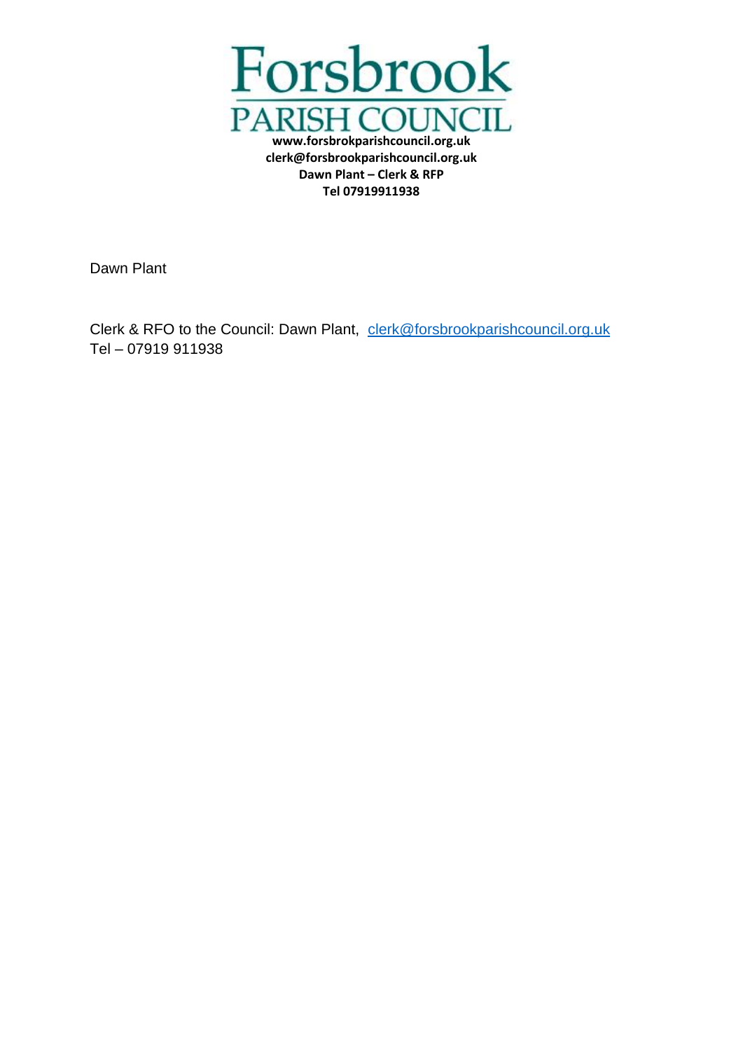# Forsbrook

## PARISH COUNCIL

**www.forsbrokparishcouncil.org.uk**
**clerk@forsbrookparishcouncil.org.uk**
**Dawn Plant – Clerk & RFP**
**Tel 07919911938**

Dawn Plant

Clerk & RFO to the Council: Dawn Plant, clerk@forsbrookparishcouncil.org.uk
Tel – 07919 911938